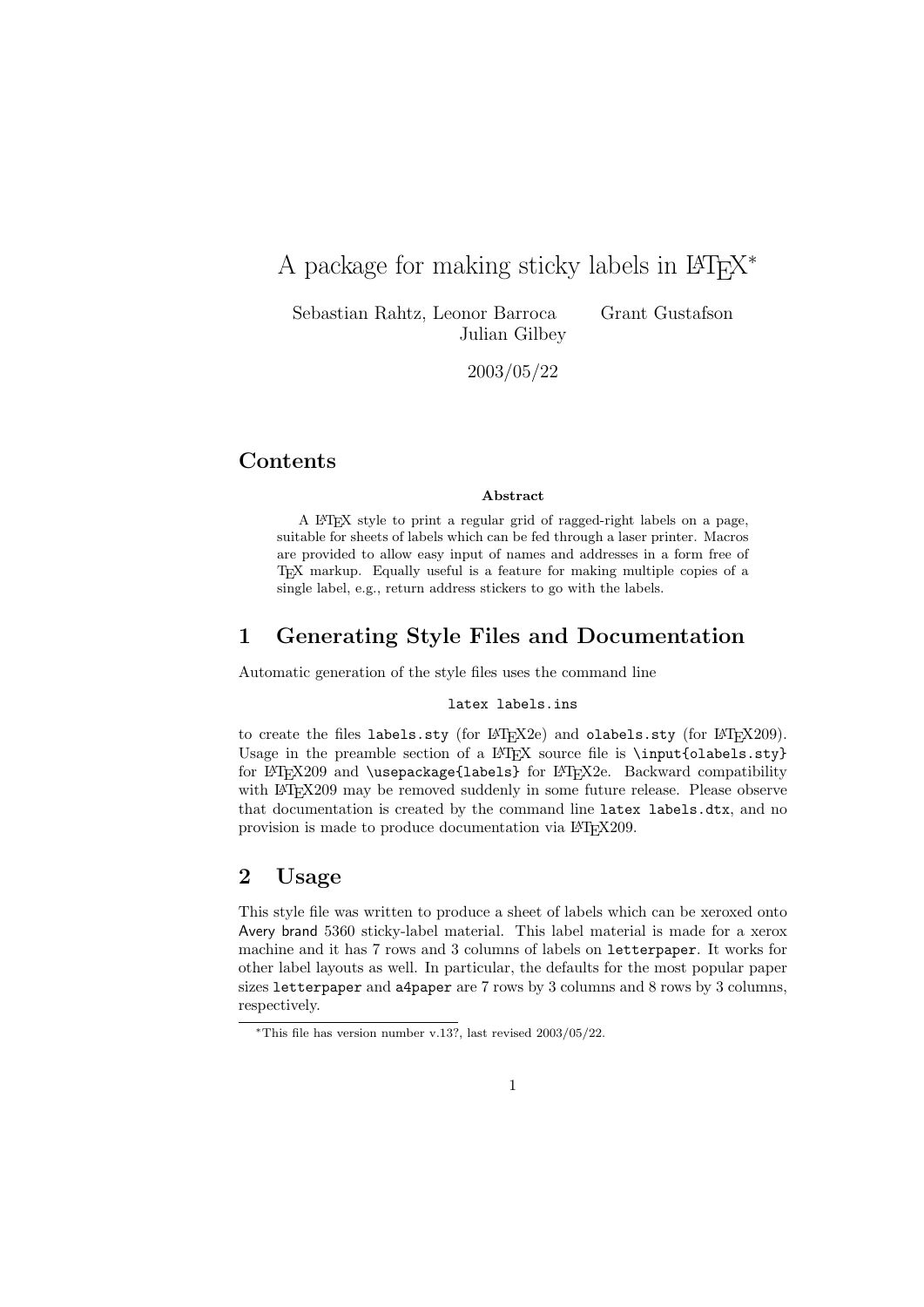# A package for making sticky labels in LaTeX*

Sebastian Rahtz, Leonor Barroca Grant Gustafson
Julian Gilbey

2003/05/22

## Contents

**Abstract**

A LaTeX style to print a regular grid of ragged-right labels on a page, suitable for sheets of labels which can be fed through a laser printer. Macros are provided to allow easy input of names and addresses in a form free of TeX markup. Equally useful is a feature for making multiple copies of a single label, e.g., return address stickers to go with the labels.

## 1 Generating Style Files and Documentation

Automatic generation of the style files uses the command line

```
latex labels.ins
```

to create the files `labels.sty` (for LaTeX2e) and `olabels.sty` (for LaTeX209). Usage in the preamble section of a LaTeX source file is `\input{olabels.sty}` for LaTeX209 and `\usepackage{labels}` for LaTeX2e. Backward compatibility with LaTeX209 may be removed suddenly in some future release. Please observe that documentation is created by the command line `latex labels.dtx`, and no provision is made to produce documentation via LaTeX209.

## 2 Usage

This style file was written to produce a sheet of labels which can be xeroxed onto Avery brand 5360 sticky-label material. This label material is made for a xerox machine and it has 7 rows and 3 columns of labels on `letterpaper`. It works for other label layouts as well. In particular, the defaults for the most popular paper sizes `letterpaper` and `a4paper` are 7 rows by 3 columns and 8 rows by 3 columns, respectively.

*This file has version number v.13?, last revised 2003/05/22.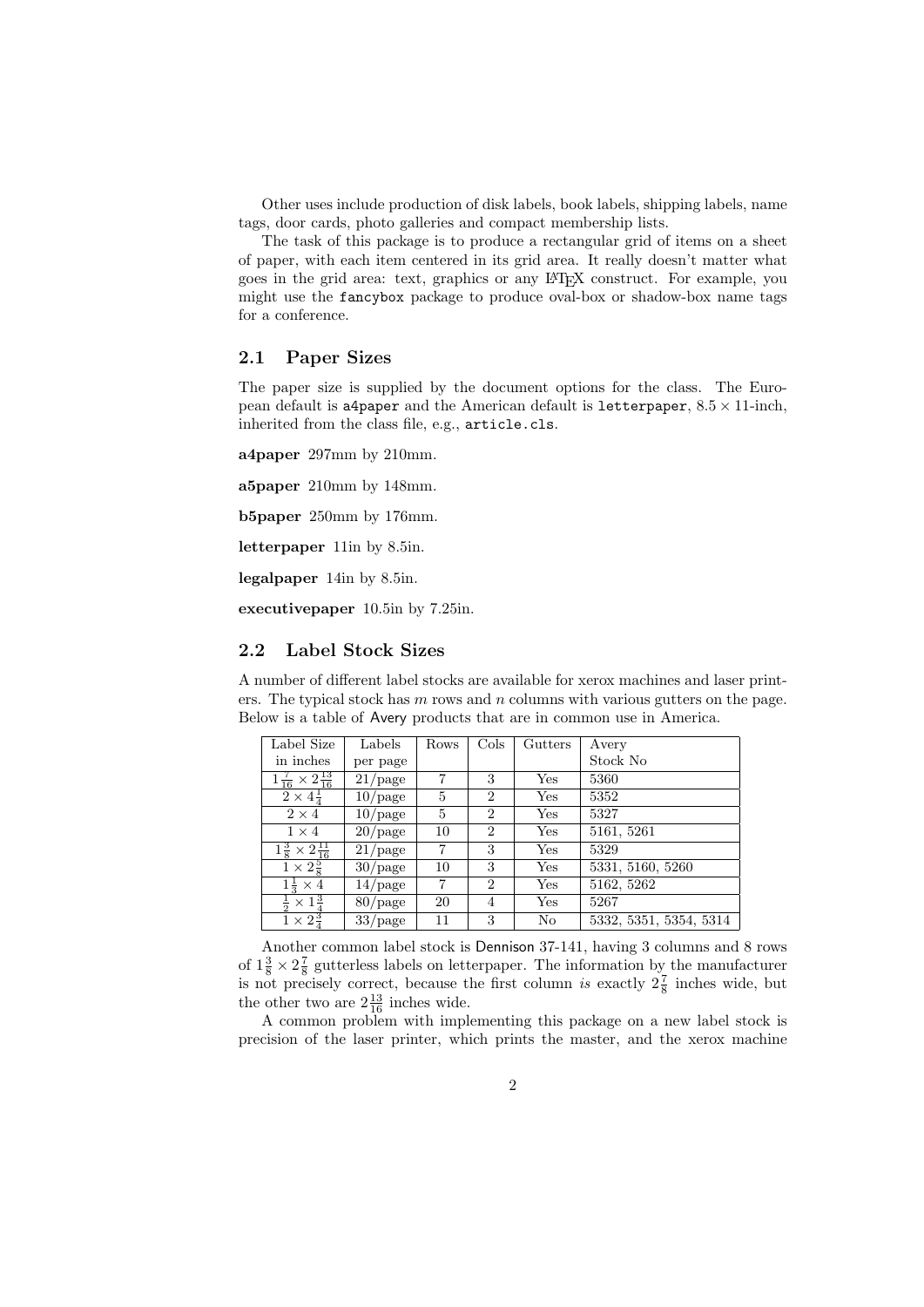Other uses include production of disk labels, book labels, shipping labels, name tags, door cards, photo galleries and compact membership lists.

The task of this package is to produce a rectangular grid of items on a sheet of paper, with each item centered in its grid area. It really doesn't matter what goes in the grid area: text, graphics or any LaTeX construct. For example, you might use the `fancybox` package to produce oval-box or shadow-box name tags for a conference.

## 2.1 Paper Sizes

The paper size is supplied by the document options for the class. The European default is `a4paper` and the American default is `letterpaper`, $8.5 \times 11$-inch, inherited from the class file, e.g., `article.cls`.

**a4paper** 297mm by 210mm.

**a5paper** 210mm by 148mm.

**b5paper** 250mm by 176mm.

**letterpaper** 11in by 8.5in.

**legalpaper** 14in by 8.5in.

**executivepaper** 10.5in by 7.25in.

## 2.2 Label Stock Sizes

A number of different label stocks are available for xerox machines and laser printers. The typical stock has $m$ rows and $n$ columns with various gutters on the page. Below is a table of Avery products that are in common use in America.

| Label Size in inches | Labels per page | Rows | Cols | Gutters | Avery Stock No |
|---|---|---|---|---|---|
| $1\frac{7}{16} \times 2\frac{13}{16}$ | 21/page | 7 | 3 | Yes | 5360 |
| $2 \times 4\frac{1}{4}$ | 10/page | 5 | 2 | Yes | 5352 |
| $2 \times 4$ | 10/page | 5 | 2 | Yes | 5327 |
| $1 \times 4$ | 20/page | 10 | 2 | Yes | 5161, 5261 |
| $1\frac{3}{8} \times 2\frac{11}{16}$ | 21/page | 7 | 3 | Yes | 5329 |
| $1 \times 2\frac{5}{8}$ | 30/page | 10 | 3 | Yes | 5331, 5160, 5260 |
| $1\frac{1}{3} \times 4$ | 14/page | 7 | 2 | Yes | 5162, 5262 |
| $\frac{1}{2} \times 1\frac{3}{4}$ | 80/page | 20 | 4 | Yes | 5267 |
| $1 \times 2\frac{3}{4}$ | 33/page | 11 | 3 | No | 5332, 5351, 5354, 5314 |

Another common label stock is Dennison 37-141, having 3 columns and 8 rows of $1\frac{3}{8} \times 2\frac{7}{8}$ gutterless labels on letterpaper. The information by the manufacturer is not precisely correct, because the first column *is* exactly $2\frac{7}{8}$ inches wide, but the other two are $2\frac{13}{16}$ inches wide.

A common problem with implementing this package on a new label stock is precision of the laser printer, which prints the master, and the xerox machine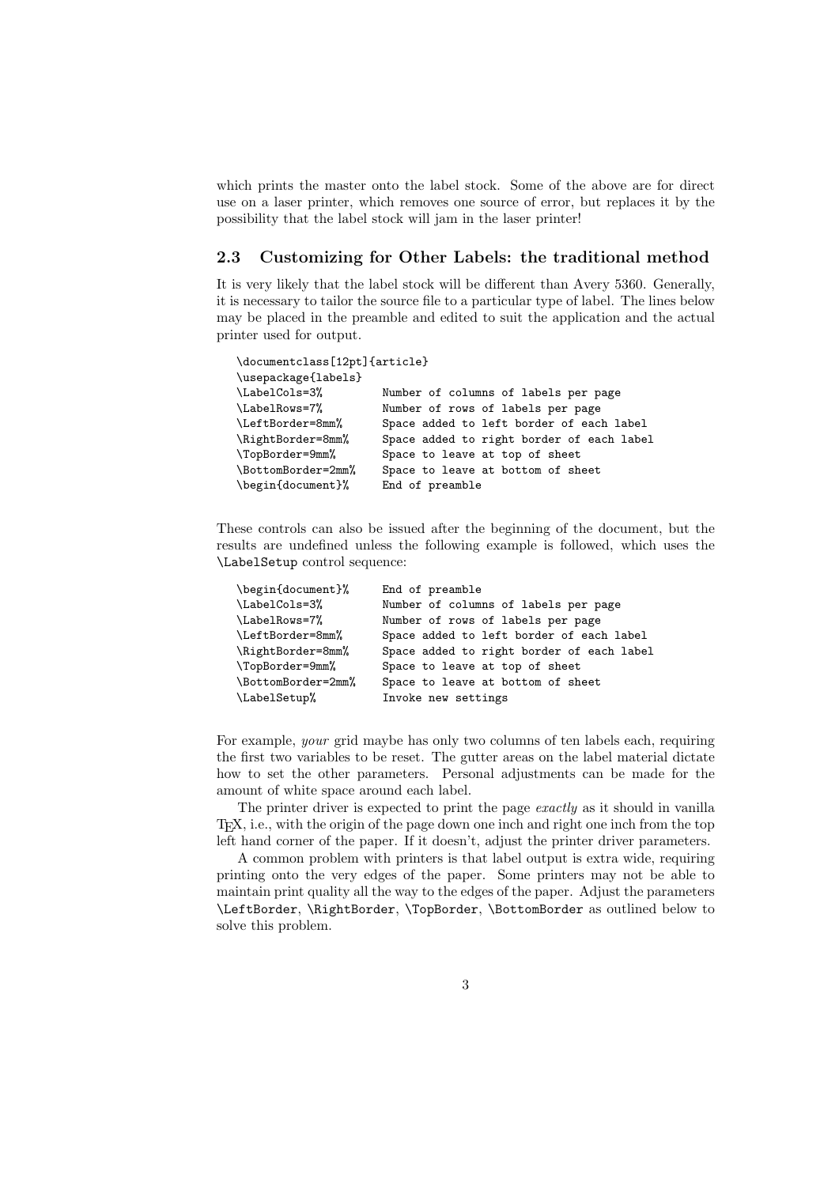which prints the master onto the label stock. Some of the above are for direct use on a laser printer, which removes one source of error, but replaces it by the possibility that the label stock will jam in the laser printer!

### 2.3 Customizing for Other Labels: the traditional method

It is very likely that the label stock will be different than Avery 5360. Generally, it is necessary to tailor the source file to a particular type of label. The lines below may be placed in the preamble and edited to suit the application and the actual printer used for output.

```
\documentclass[12pt]{article}
\usepackage{labels}
\LabelCols=3%         Number of columns of labels per page
\LabelRows=7%         Number of rows of labels per page
\LeftBorder=8mm%      Space added to left border of each label
\RightBorder=8mm%     Space added to right border of each label
\TopBorder=9mm%       Space to leave at top of sheet
\BottomBorder=2mm%    Space to leave at bottom of sheet
\begin{document}%     End of preamble
```

These controls can also be issued after the beginning of the document, but the results are undefined unless the following example is followed, which uses the `\LabelSetup` control sequence:

```
\begin{document}%     End of preamble
\LabelCols=3%         Number of columns of labels per page
\LabelRows=7%         Number of rows of labels per page
\LeftBorder=8mm%      Space added to left border of each label
\RightBorder=8mm%     Space added to right border of each label
\TopBorder=9mm%       Space to leave at top of sheet
\BottomBorder=2mm%    Space to leave at bottom of sheet
\LabelSetup%          Invoke new settings
```

For example, *your* grid maybe has only two columns of ten labels each, requiring the first two variables to be reset. The gutter areas on the label material dictate how to set the other parameters. Personal adjustments can be made for the amount of white space around each label.

The printer driver is expected to print the page *exactly* as it should in vanilla TEX, i.e., with the origin of the page down one inch and right one inch from the top left hand corner of the paper. If it doesn't, adjust the printer driver parameters.

A common problem with printers is that label output is extra wide, requiring printing onto the very edges of the paper. Some printers may not be able to maintain print quality all the way to the edges of the paper. Adjust the parameters `\LeftBorder`, `\RightBorder`, `\TopBorder`, `\BottomBorder` as outlined below to solve this problem.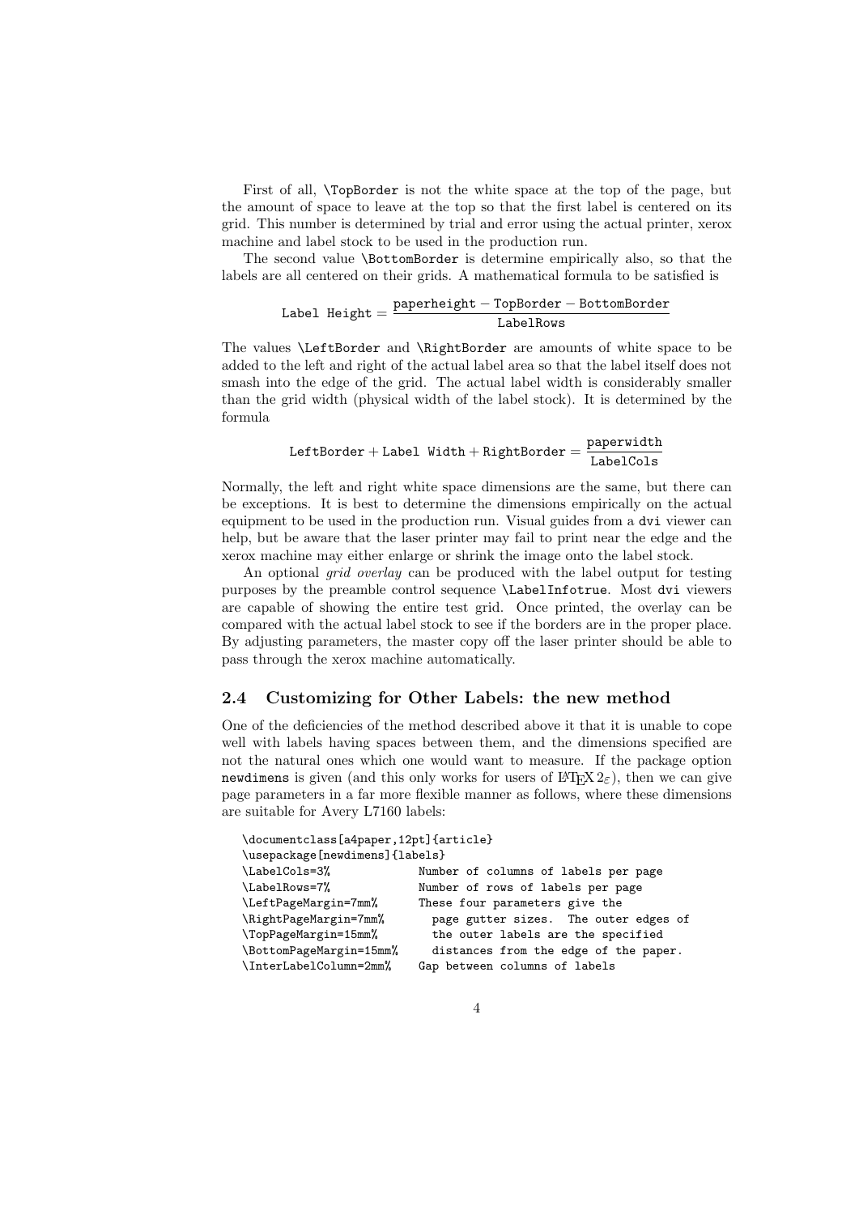First of all, `\TopBorder` is not the white space at the top of the page, but the amount of space to leave at the top so that the first label is centered on its grid. This number is determined by trial and error using the actual printer, xerox machine and label stock to be used in the production run.

The second value `\BottomBorder` is determine empirically also, so that the labels are all centered on their grids. A mathematical formula to be satisfied is

$$\texttt{Label Height} = \frac{\texttt{paperheight} - \texttt{TopBorder} - \texttt{BottomBorder}}{\texttt{LabelRows}}$$

The values `\LeftBorder` and `\RightBorder` are amounts of white space to be added to the left and right of the actual label area so that the label itself does not smash into the edge of the grid. The actual label width is considerably smaller than the grid width (physical width of the label stock). It is determined by the formula

$$\texttt{LeftBorder} + \texttt{Label Width} + \texttt{RightBorder} = \frac{\texttt{paperwidth}}{\texttt{LabelCols}}$$

Normally, the left and right white space dimensions are the same, but there can be exceptions. It is best to determine the dimensions empirically on the actual equipment to be used in the production run. Visual guides from a `dvi` viewer can help, but be aware that the laser printer may fail to print near the edge and the xerox machine may either enlarge or shrink the image onto the label stock.

An optional *grid overlay* can be produced with the label output for testing purposes by the preamble control sequence `\LabelInfotrue`. Most `dvi` viewers are capable of showing the entire test grid. Once printed, the overlay can be compared with the actual label stock to see if the borders are in the proper place. By adjusting parameters, the master copy off the laser printer should be able to pass through the xerox machine automatically.

## 2.4 Customizing for Other Labels: the new method

One of the deficiencies of the method described above it that it is unable to cope well with labels having spaces between them, and the dimensions specified are not the natural ones which one would want to measure. If the package option `newdimens` is given (and this only works for users of LaTeX $2_\varepsilon$), then we can give page parameters in a far more flexible manner as follows, where these dimensions are suitable for Avery L7160 labels:

```
\documentclass[a4paper,12pt]{article}
\usepackage[newdimens]{labels}
\LabelCols=3%             Number of columns of labels per page
\LabelRows=7%             Number of rows of labels per page
\LeftPageMargin=7mm%      These four parameters give the
\RightPageMargin=7mm%       page gutter sizes.  The outer edges of
\TopPageMargin=15mm%        the outer labels are the specified
\BottomPageMargin=15mm%     distances from the edge of the paper.
\InterLabelColumn=2mm%    Gap between columns of labels
```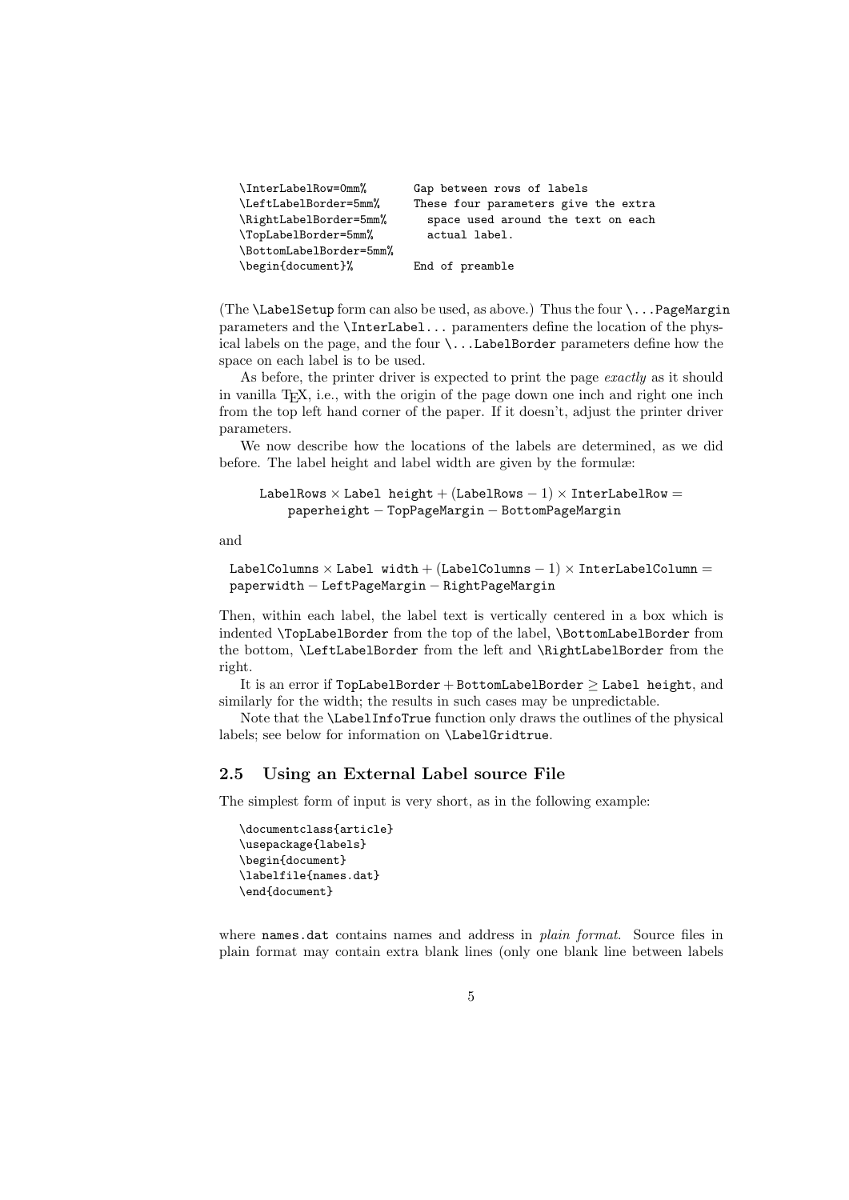```
\InterLabelRow=0mm%         Gap between rows of labels
\LeftLabelBorder=5mm%       These four parameters give the extra
\RightLabelBorder=5mm%        space used around the text on each
\TopLabelBorder=5mm%          actual label.
\BottomLabelBorder=5mm%
\begin{document}%           End of preamble
```

(The `\LabelSetup` form can also be used, as above.) Thus the four `\...PageMargin` parameters and the `\InterLabel...` paramenters define the location of the physical labels on the page, and the four `\...LabelBorder` parameters define how the space on each label is to be used.

As before, the printer driver is expected to print the page *exactly* as it should in vanilla TeX, i.e., with the origin of the page down one inch and right one inch from the top left hand corner of the paper. If it doesn't, adjust the printer driver parameters.

We now describe how the locations of the labels are determined, as we did before. The label height and label width are given by the formulæ:

$$\texttt{LabelRows} \times \texttt{Label height} + (\texttt{LabelRows} - 1) \times \texttt{InterLabelRow} = \texttt{paperheight} - \texttt{TopPageMargin} - \texttt{BottomPageMargin}$$

and

$$\texttt{LabelColumns} \times \texttt{Label width} + (\texttt{LabelColumns} - 1) \times \texttt{InterLabelColumn} = \texttt{paperwidth} - \texttt{LeftPageMargin} - \texttt{RightPageMargin}$$

Then, within each label, the label text is vertically centered in a box which is indented `\TopLabelBorder` from the top of the label, `\BottomLabelBorder` from the bottom, `\LeftLabelBorder` from the left and `\RightLabelBorder` from the right.

It is an error if $\texttt{TopLabelBorder} + \texttt{BottomLabelBorder} \geq \texttt{Label height}$, and similarly for the width; the results in such cases may be unpredictable.

Note that the `\LabelInfoTrue` function only draws the outlines of the physical labels; see below for information on `\LabelGridtrue`.

## 2.5 Using an External Label source File

The simplest form of input is very short, as in the following example:

```
\documentclass{article}
\usepackage{labels}
\begin{document}
\labelfile{names.dat}
\end{document}
```

where `names.dat` contains names and address in *plain format*. Source files in plain format may contain extra blank lines (only one blank line between labels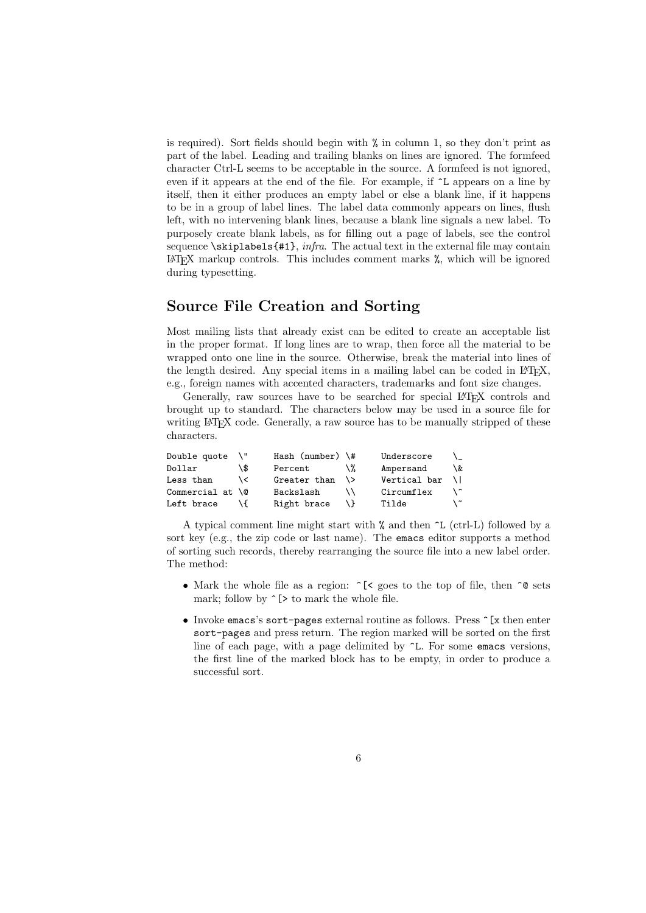is required). Sort fields should begin with `%` in column 1, so they don't print as part of the label. Leading and trailing blanks on lines are ignored. The formfeed character Ctrl-L seems to be acceptable in the source. A formfeed is not ignored, even if it appears at the end of the file. For example, if `^L` appears on a line by itself, then it either produces an empty label or else a blank line, if it happens to be in a group of label lines. The label data commonly appears on lines, flush left, with no intervening blank lines, because a blank line signals a new label. To purposely create blank labels, as for filling out a page of labels, see the control sequence `\skiplabels{#1}`, *infra*. The actual text in the external file may contain LaTeX markup controls. This includes comment marks `%`, which will be ignored during typesetting.

## Source File Creation and Sorting

Most mailing lists that already exist can be edited to create an acceptable list in the proper format. If long lines are to wrap, then force all the material to be wrapped onto one line in the source. Otherwise, break the material into lines of the length desired. Any special items in a mailing label can be coded in LaTeX, e.g., foreign names with accented characters, trademarks and font size changes.

Generally, raw sources have to be searched for special LaTeX controls and brought up to standard. The characters below may be used in a source file for writing LaTeX code. Generally, a raw source has to be manually stripped of these characters.

```
Double quote  \"     Hash (number) \#     Underscore    \_
Dollar        \$     Percent       \%     Ampersand     \&
Less than     \<     Greater than  \>     Vertical bar  \|
Commercial at \@     Backslash     \\     Circumflex    \^
Left brace    \{     Right brace   \}     Tilde         \~
```

A typical comment line might start with `%` and then `^L` (ctrl-L) followed by a sort key (e.g., the zip code or last name). The `emacs` editor supports a method of sorting such records, thereby rearranging the source file into a new label order. The method:

- Mark the whole file as a region: `^[<` goes to the top of file, then `^@` sets mark; follow by `^[>` to mark the whole file.
- Invoke `emacs`'s `sort-pages` external routine as follows. Press `^[x` then enter `sort-pages` and press return. The region marked will be sorted on the first line of each page, with a page delimited by `^L`. For some `emacs` versions, the first line of the marked block has to be empty, in order to produce a successful sort.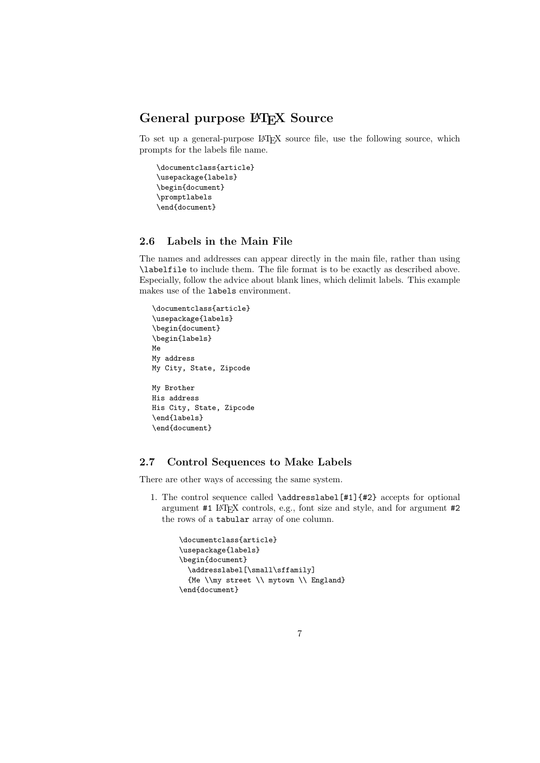## General purpose LaTeX Source

To set up a general-purpose LaTeX source file, use the following source, which prompts for the labels file name.

```
\documentclass{article}
\usepackage{labels}
\begin{document}
\promptlabels
\end{document}
```

### 2.6 Labels in the Main File

The names and addresses can appear directly in the main file, rather than using `\labelfile` to include them. The file format is to be exactly as described above. Especially, follow the advice about blank lines, which delimit labels. This example makes use of the `labels` environment.

```
\documentclass{article}
\usepackage{labels}
\begin{document}
\begin{labels}
Me
My address
My City, State, Zipcode

My Brother
His address
His City, State, Zipcode
\end{labels}
\end{document}
```

### 2.7 Control Sequences to Make Labels

There are other ways of accessing the same system.

1. The control sequence called `\addresslabel[#1]{#2}` accepts for optional argument `#1` LaTeX controls, e.g., font size and style, and for argument `#2` the rows of a `tabular` array of one column.

   ```
   \documentclass{article}
   \usepackage{labels}
   \begin{document}
     \addresslabel[\small\sffamily]
     {Me \\my street \\ mytown \\ England}
   \end{document}
   ```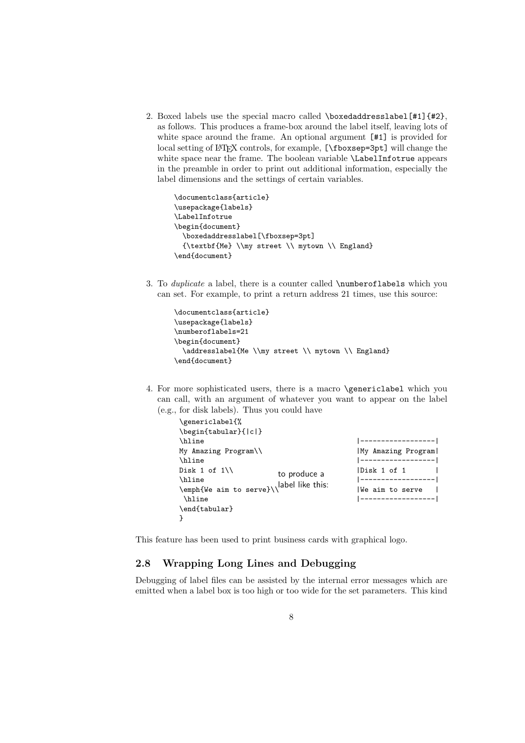2. Boxed labels use the special macro called `\boxedaddresslabel[#1]{#2}`, as follows. This produces a frame-box around the label itself, leaving lots of white space around the frame. An optional argument `[#1]` is provided for local setting of LaTeX controls, for example, `[\fboxsep=3pt]` will change the white space near the frame. The boolean variable `\LabelInfotrue` appears in the preamble in order to print out additional information, especially the label dimensions and the settings of certain variables.

   ```
   \documentclass{article}
   \usepackage{labels}
   \LabelInfotrue
   \begin{document}
     \boxedaddresslabel[\fboxsep=3pt]
     {\textbf{Me} \\my street \\ mytown \\ England}
   \end{document}
   ```

3. To *duplicate* a label, there is a counter called `\numberoflabels` which you can set. For example, to print a return address 21 times, use this source:

   ```
   \documentclass{article}
   \usepackage{labels}
   \numberoflabels=21
   \begin{document}
     \addresslabel{Me \\my street \\ mytown \\ England}
   \end{document}
   ```

4. For more sophisticated users, there is a macro `\genericlabel` which you can call, with an argument of whatever you want to appear on the label (e.g., for disk labels). Thus you could have

   ```
   \genericlabel{%
   \begin{tabular}{|c|}
   \hline
   My Amazing Program\\
   \hline
   Disk 1 of 1\\
   \hline
   \emph{We aim to serve}\\
    \hline
   \end{tabular}
   }
   ```

   to produce a label like this:

   ```
   |------------------|
   |My Amazing Program|
   |------------------|
   |Disk 1 of 1       |
   |------------------|
   |We aim to serve   |
   |------------------|
   ```

This feature has been used to print business cards with graphical logo.

## 2.8 Wrapping Long Lines and Debugging

Debugging of label files can be assisted by the internal error messages which are emitted when a label box is too high or too wide for the set parameters. This kind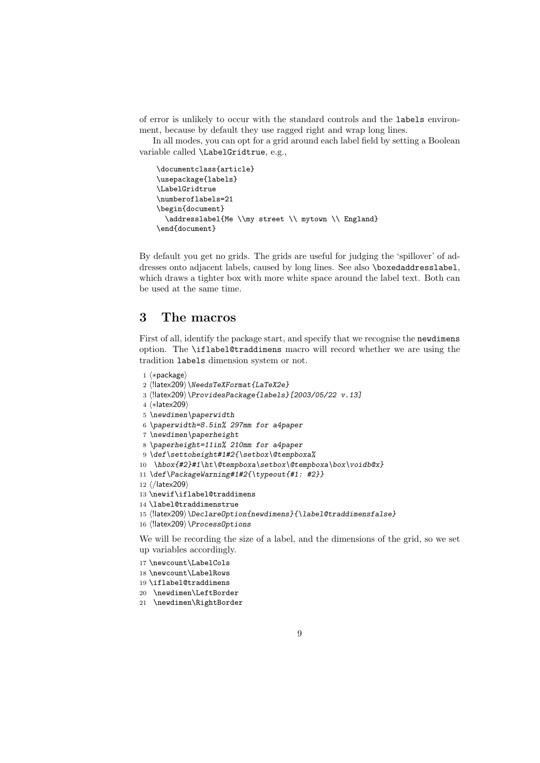of error is unlikely to occur with the standard controls and the `labels` environment, because by default they use ragged right and wrap long lines.

In all modes, you can opt for a grid around each label field by setting a Boolean variable called `\LabelGridtrue`, e.g.,

```
\documentclass{article}
\usepackage{labels}
\LabelGridtrue
\numberoflabels=21
\begin{document}
  \addresslabel{Me \\my street \\ mytown \\ England}
\end{document}
```

By default you get no grids. The grids are useful for judging the 'spillover' of addresses onto adjacent labels, caused by long lines. See also `\boxedaddresslabel`, which draws a tighter box with more white space around the label text. Both can be used at the same time.

## 3 The macros

First of all, identify the package start, and specify that we recognise the `newdimens` option. The `\iflabel@traddimens` macro will record whether we are using the tradition `labels` dimension system or not.

```
1 ⟨*package⟩
2 ⟨!latex209⟩\NeedsTeXFormat{LaTeX2e}
3 ⟨!latex209⟩\ProvidesPackage{labels}[2003/05/22 v.13]
4 ⟨*latex209⟩
5 \newdimen\paperwidth
6 \paperwidth=8.5in% 297mm for a4paper
7 \newdimen\paperheight
8 \paperheight=11in% 210mm for a4paper
9 \def\settoheight#1#2{\setbox\@tempboxa%
10  \hbox{#2}#1\ht\@tempboxa\setbox\@tempboxa\box\voidb@x}
11 \def\PackageWarning#1#2{\typeout{#1: #2}}
12 ⟨/latex209⟩
13 \newif\iflabel@traddimens
14 \label@traddimenstrue
15 ⟨!latex209⟩\DeclareOption{newdimens}{\label@traddimensfalse}
16 ⟨!latex209⟩\ProcessOptions
```

We will be recording the size of a label, and the dimensions of the grid, so we set up variables accordingly.

```
17 \newcount\LabelCols
18 \newcount\LabelRows
19 \iflabel@traddimens
20  \newdimen\LeftBorder
21  \newdimen\RightBorder
```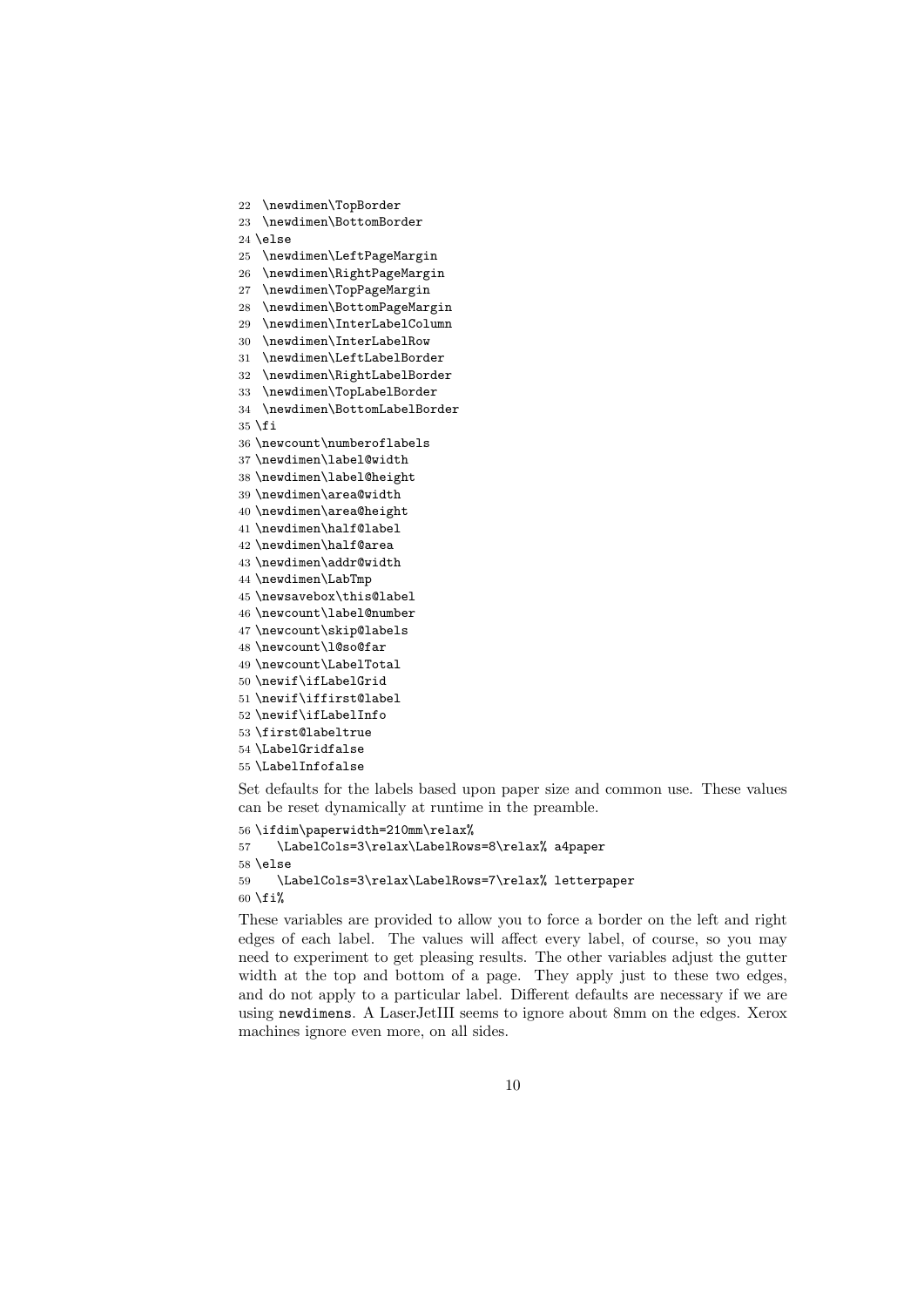```
22  \newdimen\TopBorder
23  \newdimen\BottomBorder
24 \else
25  \newdimen\LeftPageMargin
26  \newdimen\RightPageMargin
27  \newdimen\TopPageMargin
28  \newdimen\BottomPageMargin
29  \newdimen\InterLabelColumn
30  \newdimen\InterLabelRow
31  \newdimen\LeftLabelBorder
32  \newdimen\RightLabelBorder
33  \newdimen\TopLabelBorder
34  \newdimen\BottomLabelBorder
35 \fi
36 \newcount\numberoflabels
37 \newdimen\label@width
38 \newdimen\label@height
39 \newdimen\area@width
40 \newdimen\area@height
41 \newdimen\half@label
42 \newdimen\half@area
43 \newdimen\addr@width
44 \newdimen\LabTmp
45 \newsavebox\this@label
46 \newcount\label@number
47 \newcount\skip@labels
48 \newcount\l@so@far
49 \newcount\LabelTotal
50 \newif\ifLabelGrid
51 \newif\iffirst@label
52 \newif\ifLabelInfo
53 \first@labeltrue
54 \LabelGridfalse
55 \LabelInfofalse
```

Set defaults for the labels based upon paper size and common use. These values can be reset dynamically at runtime in the preamble.

```
56 \ifdim\paperwidth=210mm\relax%
57    \LabelCols=3\relax\LabelRows=8\relax% a4paper
58 \else
59    \LabelCols=3\relax\LabelRows=7\relax% letterpaper
60 \fi%
```

These variables are provided to allow you to force a border on the left and right edges of each label. The values will affect every label, of course, so you may need to experiment to get pleasing results. The other variables adjust the gutter width at the top and bottom of a page. They apply just to these two edges, and do not apply to a particular label. Different defaults are necessary if we are using `newdimens`. A LaserJetIII seems to ignore about 8mm on the edges. Xerox machines ignore even more, on all sides.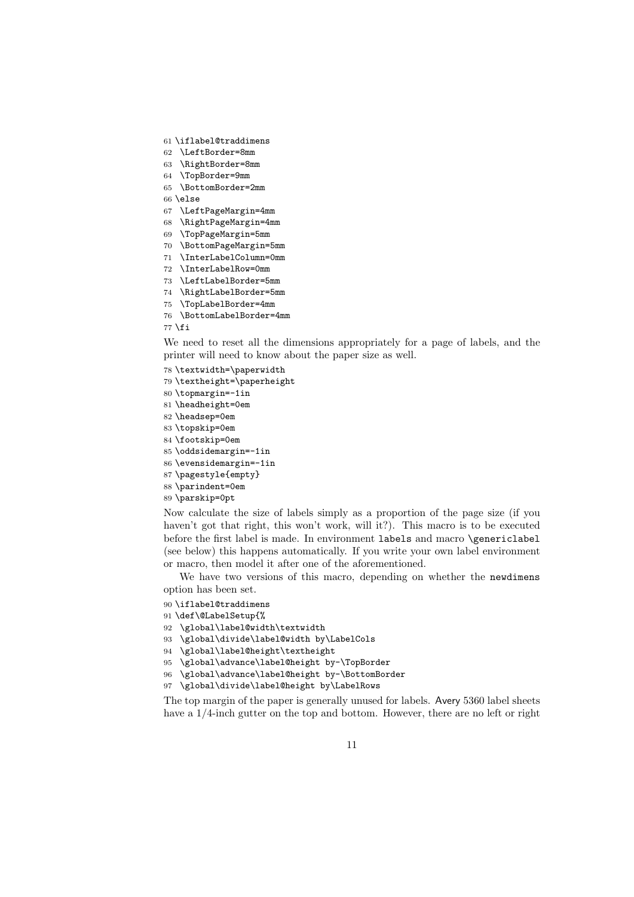```
61 \iflabel@traddimens
62   \LeftBorder=8mm
63   \RightBorder=8mm
64   \TopBorder=9mm
65   \BottomBorder=2mm
66 \else
67   \LeftPageMargin=4mm
68   \RightPageMargin=4mm
69   \TopPageMargin=5mm
70   \BottomPageMargin=5mm
71   \InterLabelColumn=0mm
72   \InterLabelRow=0mm
73   \LeftLabelBorder=5mm
74   \RightLabelBorder=5mm
75   \TopLabelBorder=4mm
76   \BottomLabelBorder=4mm
77 \fi
```

We need to reset all the dimensions appropriately for a page of labels, and the printer will need to know about the paper size as well.

```
78 \textwidth=\paperwidth
79 \textheight=\paperheight
80 \topmargin=-1in
81 \headheight=0em
82 \headsep=0em
83 \topskip=0em
84 \footskip=0em
85 \oddsidemargin=-1in
86 \evensidemargin=-1in
87 \pagestyle{empty}
88 \parindent=0em
89 \parskip=0pt
```

Now calculate the size of labels simply as a proportion of the page size (if you haven't got that right, this won't work, will it?). This macro is to be executed before the first label is made. In environment `labels` and macro `\genericlabel` (see below) this happens automatically. If you write your own label environment or macro, then model it after one of the aforementioned.

We have two versions of this macro, depending on whether the `newdimens` option has been set.

```
90 \iflabel@traddimens
91 \def\@LabelSetup{%
92   \global\label@width\textwidth
93   \global\divide\label@width by\LabelCols
94   \global\label@height\textheight
95   \global\advance\label@height by-\TopBorder
96   \global\advance\label@height by-\BottomBorder
97   \global\divide\label@height by\LabelRows
```

The top margin of the paper is generally unused for labels. Avery 5360 label sheets have a 1/4-inch gutter on the top and bottom. However, there are no left or right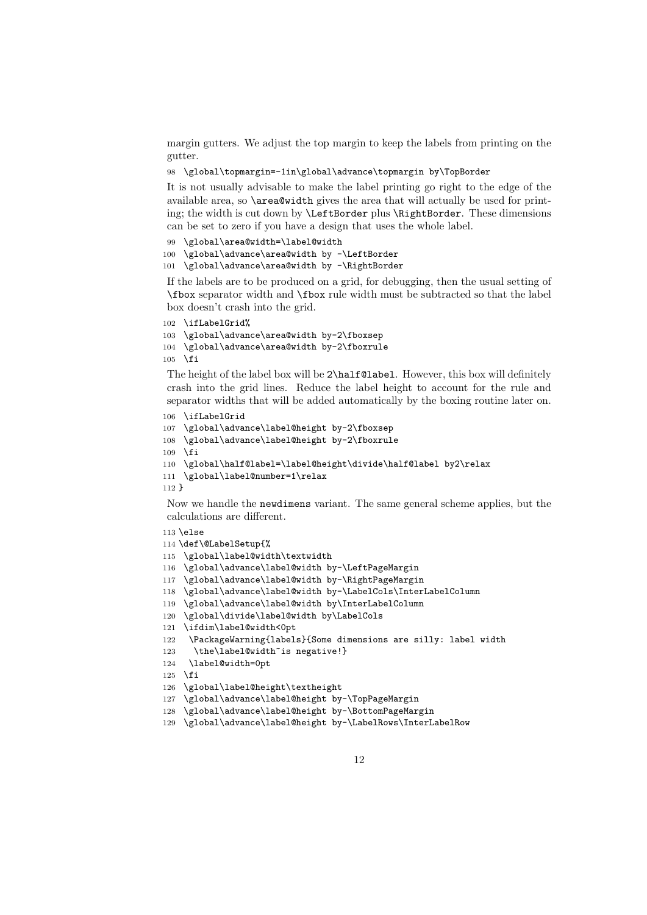margin gutters. We adjust the top margin to keep the labels from printing on the gutter.

```
98 \global\topmargin=-1in\global\advance\topmargin by\TopBorder
```

It is not usually advisable to make the label printing go right to the edge of the available area, so `\area@width` gives the area that will actually be used for printing; the width is cut down by `\LeftBorder` plus `\RightBorder`. These dimensions can be set to zero if you have a design that uses the whole label.

```
99 \global\area@width=\label@width
100 \global\advance\area@width by -\LeftBorder
101 \global\advance\area@width by -\RightBorder
```

If the labels are to be produced on a grid, for debugging, then the usual setting of `\fbox` separator width and `\fbox` rule width must be subtracted so that the label box doesn't crash into the grid.

```
102 \ifLabelGrid%
103 \global\advance\area@width by-2\fboxsep
104 \global\advance\area@width by-2\fboxrule
105 \fi
```

The height of the label box will be `2\half@label`. However, this box will definitely crash into the grid lines. Reduce the label height to account for the rule and separator widths that will be added automatically by the boxing routine later on.

```
106 \ifLabelGrid
107 \global\advance\label@height by-2\fboxsep
108 \global\advance\label@height by-2\fboxrule
109 \fi
110 \global\half@label=\label@height\divide\half@label by2\relax
111 \global\label@number=1\relax
112 }
```

Now we handle the `newdimens` variant. The same general scheme applies, but the calculations are different.

```
113 \else
114 \def\@LabelSetup{%
115 \global\label@width\textwidth
116 \global\advance\label@width by-\LeftPageMargin
117 \global\advance\label@width by-\RightPageMargin
118 \global\advance\label@width by-\LabelCols\InterLabelColumn
119 \global\advance\label@width by\InterLabelColumn
120 \global\divide\label@width by\LabelCols
121 \ifdim\label@width<0pt
122   \PackageWarning{labels}{Some dimensions are silly: label width
123     \the\label@width~is negative!}
124   \label@width=0pt
125 \fi
126 \global\label@height\textheight
127 \global\advance\label@height by-\TopPageMargin
128 \global\advance\label@height by-\BottomPageMargin
129 \global\advance\label@height by-\LabelRows\InterLabelRow
```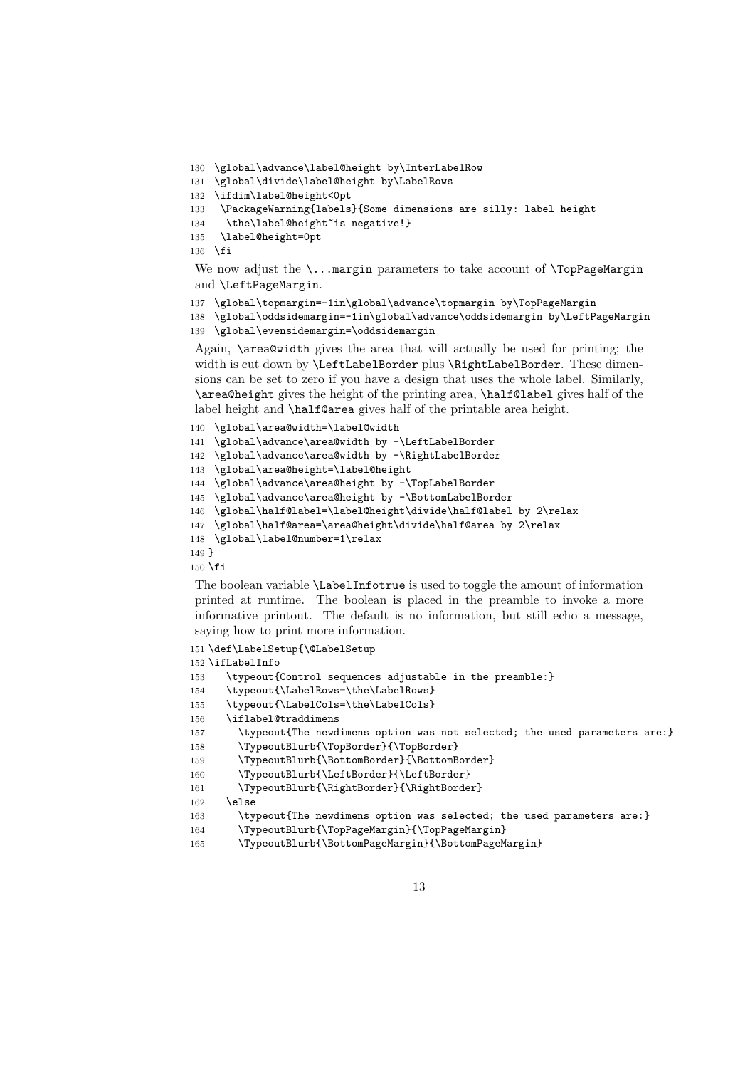```
130 \global\advance\label@height by\InterLabelRow
131 \global\divide\label@height by\LabelRows
132 \ifdim\label@height<0pt
133  \PackageWarning{labels}{Some dimensions are silly: label height
134   \the\label@height~is negative!}
135  \label@height=0pt
136 \fi
```

We now adjust the `\...margin` parameters to take account of `\TopPageMargin` and `\LeftPageMargin`.

```
137 \global\topmargin=-1in\global\advance\topmargin by\TopPageMargin
138 \global\oddsidemargin=-1in\global\advance\oddsidemargin by\LeftPageMargin
139 \global\evensidemargin=\oddsidemargin
```

Again, `\area@width` gives the area that will actually be used for printing; the width is cut down by `\LeftLabelBorder` plus `\RightLabelBorder`. These dimensions can be set to zero if you have a design that uses the whole label. Similarly, `\area@height` gives the height of the printing area, `\half@label` gives half of the label height and `\half@area` gives half of the printable area height.

```
140 \global\area@width=\label@width
141 \global\advance\area@width by -\LeftLabelBorder
142 \global\advance\area@width by -\RightLabelBorder
143 \global\area@height=\label@height
144 \global\advance\area@height by -\TopLabelBorder
145 \global\advance\area@height by -\BottomLabelBorder
146 \global\half@label=\label@height\divide\half@label by 2\relax
147 \global\half@area=\area@height\divide\half@area by 2\relax
148 \global\label@number=1\relax
149 }
150 \fi
```

The boolean variable `\LabelInfotrue` is used to toggle the amount of information printed at runtime. The boolean is placed in the preamble to invoke a more informative printout. The default is no information, but still echo a message, saying how to print more information.

```
151 \def\LabelSetup{\@LabelSetup
152 \ifLabelInfo
153    \typeout{Control sequences adjustable in the preamble:}
154    \typeout{\LabelRows=\the\LabelRows}
155    \typeout{\LabelCols=\the\LabelCols}
156    \iflabel@traddimens
157      \typeout{The newdimens option was not selected; the used parameters are:}
158      \TypeoutBlurb{\TopBorder}{\TopBorder}
159      \TypeoutBlurb{\BottomBorder}{\BottomBorder}
160      \TypeoutBlurb{\LeftBorder}{\LeftBorder}
161      \TypeoutBlurb{\RightBorder}{\RightBorder}
162    \else
163      \typeout{The newdimens option was selected; the used parameters are:}
164      \TypeoutBlurb{\TopPageMargin}{\TopPageMargin}
165      \TypeoutBlurb{\BottomPageMargin}{\BottomPageMargin}
```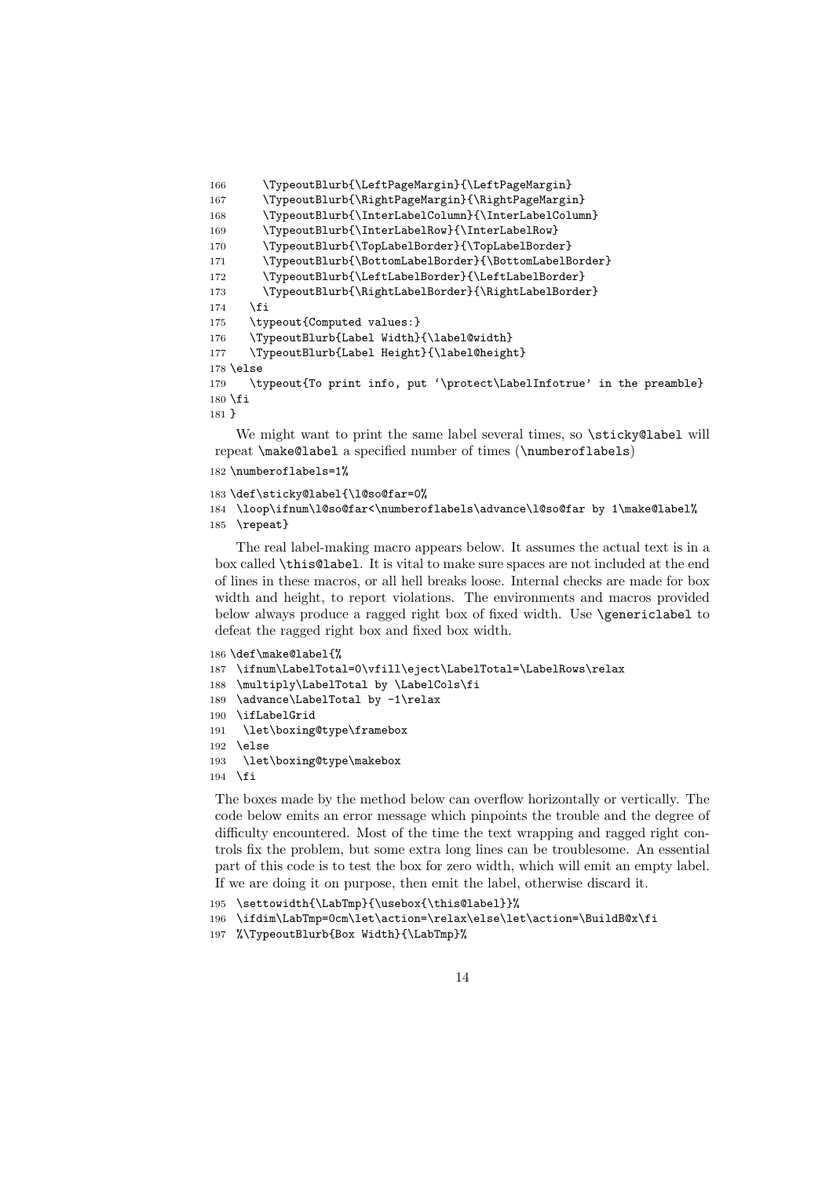```
166       \TypeoutBlurb{\LeftPageMargin}{\LeftPageMargin}
167       \TypeoutBlurb{\RightPageMargin}{\RightPageMargin}
168       \TypeoutBlurb{\InterLabelColumn}{\InterLabelColumn}
169       \TypeoutBlurb{\InterLabelRow}{\InterLabelRow}
170       \TypeoutBlurb{\TopLabelBorder}{\TopLabelBorder}
171       \TypeoutBlurb{\BottomLabelBorder}{\BottomLabelBorder}
172       \TypeoutBlurb{\LeftLabelBorder}{\LeftLabelBorder}
173       \TypeoutBlurb{\RightLabelBorder}{\RightLabelBorder}
174     \fi
175     \typeout{Computed values:}
176     \TypeoutBlurb{Label Width}{\label@width}
177     \TypeoutBlurb{Label Height}{\label@height}
178 \else
179     \typeout{To print info, put `\protect\LabelInfotrue' in the preamble}
180 \fi
181 }
```

We might want to print the same label several times, so `\sticky@label` will repeat `\make@label` a specified number of times (`\numberoflabels`)

```
182 \numberoflabels=1%
183 \def\sticky@label{\l@so@far=0%
184  \loop\ifnum\l@so@far<\numberoflabels\advance\l@so@far by 1\make@label%
185  \repeat}
```

The real label-making macro appears below. It assumes the actual text is in a box called `\this@label`. It is vital to make sure spaces are not included at the end of lines in these macros, or all hell breaks loose. Internal checks are made for box width and height, to report violations. The environments and macros provided below always produce a ragged right box of fixed width. Use `\genericlabel` to defeat the ragged right box and fixed box width.

```
186 \def\make@label{%
187  \ifnum\LabelTotal=0\vfill\eject\LabelTotal=\LabelRows\relax
188  \multiply\LabelTotal by \LabelCols\fi
189  \advance\LabelTotal by -1\relax
190  \ifLabelGrid
191   \let\boxing@type\framebox
192  \else
193   \let\boxing@type\makebox
194  \fi
```

The boxes made by the method below can overflow horizontally or vertically. The code below emits an error message which pinpoints the trouble and the degree of difficulty encountered. Most of the time the text wrapping and ragged right controls fix the problem, but some extra long lines can be troublesome. An essential part of this code is to test the box for zero width, which will emit an empty label. If we are doing it on purpose, then emit the label, otherwise discard it.

```
195  \settowidth{\LabTmp}{\usebox{\this@label}}%
196  \ifdim\LabTmp=0cm\let\action=\relax\else\let\action=\BuildB@x\fi
197  %\TypeoutBlurb{Box Width}{\LabTmp}%
```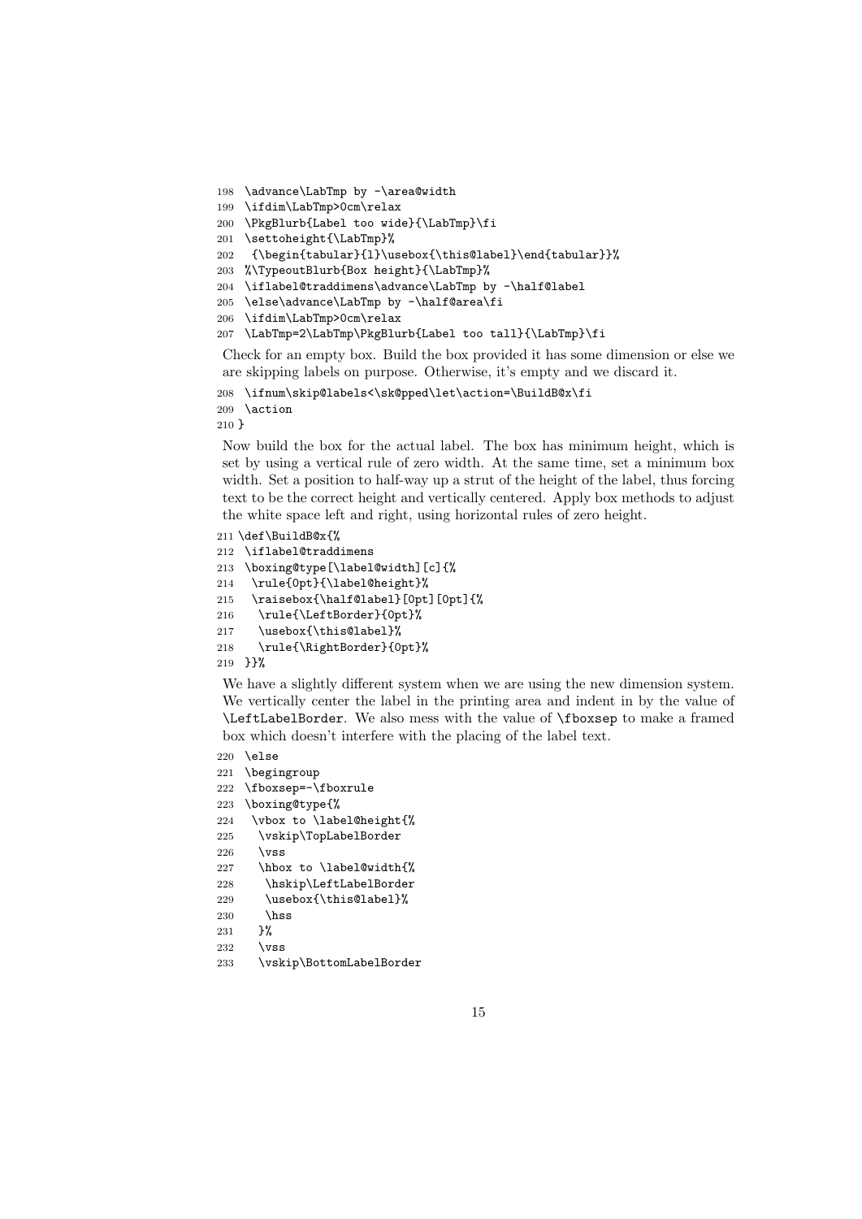```
198 \advance\LabTmp by -\area@width
199 \ifdim\LabTmp>0cm\relax
200 \PkgBlurb{Label too wide}{\LabTmp}\fi
201 \settoheight{\LabTmp}%
202  {\begin{tabular}{l}\usebox{\this@label}\end{tabular}}%
203 %\TypeoutBlurb{Box height}{\LabTmp}%
204 \iflabel@traddimens\advance\LabTmp by -\half@label
205 \else\advance\LabTmp by -\half@area\fi
206 \ifdim\LabTmp>0cm\relax
207 \LabTmp=2\LabTmp\PkgBlurb{Label too tall}{\LabTmp}\fi
```

Check for an empty box. Build the box provided it has some dimension or else we are skipping labels on purpose. Otherwise, it's empty and we discard it.

```
208 \ifnum\skip@labels<\sk@pped\let\action=\BuildB@x\fi
209 \action
210 }
```

Now build the box for the actual label. The box has minimum height, which is set by using a vertical rule of zero width. At the same time, set a minimum box width. Set a position to half-way up a strut of the height of the label, thus forcing text to be the correct height and vertically centered. Apply box methods to adjust the white space left and right, using horizontal rules of zero height.

```
211 \def\BuildB@x{%
212 \iflabel@traddimens
213 \boxing@type[\label@width][c]{%
214  \rule{0pt}{\label@height}%
215  \raisebox{\half@label}[0pt][0pt]{%
216   \rule{\LeftBorder}{0pt}%
217   \usebox{\this@label}%
218   \rule{\RightBorder}{0pt}%
219  }}%
```

We have a slightly different system when we are using the new dimension system. We vertically center the label in the printing area and indent in by the value of `\LeftLabelBorder`. We also mess with the value of `\fboxsep` to make a framed box which doesn't interfere with the placing of the label text.

```
220 \else
221 \begingroup
222 \fboxsep=-\fboxrule
223 \boxing@type{%
224  \vbox to \label@height{%
225   \vskip\TopLabelBorder
226   \vss
227   \hbox to \label@width{%
228    \hskip\LeftLabelBorder
229    \usebox{\this@label}%
230    \hss
231   }%
232   \vss
233   \vskip\BottomLabelBorder
```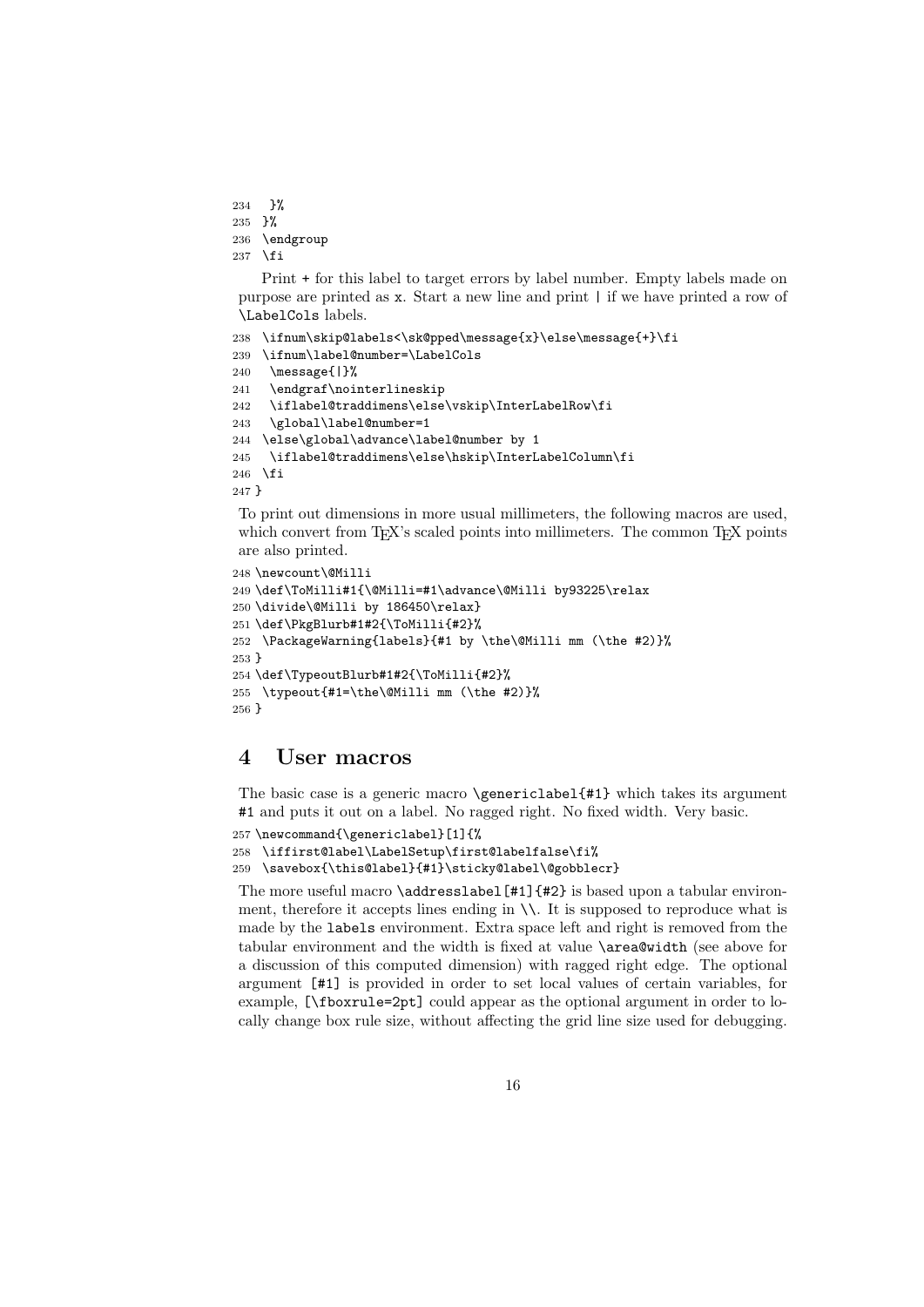```
234   }%
235  }%
236  \endgroup
237  \fi
```

Print + for this label to target errors by label number. Empty labels made on purpose are printed as x. Start a new line and print | if we have printed a row of \LabelCols labels.

```
238  \ifnum\skip@labels<\sk@pped\message{x}\else\message{+}\fi
239  \ifnum\label@number=\LabelCols
240   \message{|}%
241   \endgraf\nointerlineskip
242   \iflabel@traddimens\else\vskip\InterLabelRow\fi
243   \global\label@number=1
244  \else\global\advance\label@number by 1
245   \iflabel@traddimens\else\hskip\InterLabelColumn\fi
246  \fi
247 }
```

To print out dimensions in more usual millimeters, the following macros are used, which convert from TEX's scaled points into millimeters. The common TEX points are also printed.

```
248 \newcount\@Milli
249 \def\ToMilli#1{\@Milli=#1\advance\@Milli by93225\relax
250 \divide\@Milli by 186450\relax}
251 \def\PkgBlurb#1#2{\ToMilli{#2}%
252  \PackageWarning{labels}{#1 by \the\@Milli mm (\the #2)}%
253 }
254 \def\TypeoutBlurb#1#2{\ToMilli{#2}%
255  \typeout{#1=\the\@Milli mm (\the #2)}%
256 }
```

# 4 User macros

The basic case is a generic macro \genericlabel{#1} which takes its argument #1 and puts it out on a label. No ragged right. No fixed width. Very basic.

```
257 \newcommand{\genericlabel}[1]{%
258  \iffirst@label\LabelSetup\first@labelfalse\fi%
259  \savebox{\this@label}{#1}\sticky@label\@gobblecr}
```

The more useful macro \addresslabel[#1]{#2} is based upon a tabular environment, therefore it accepts lines ending in \\. It is supposed to reproduce what is made by the labels environment. Extra space left and right is removed from the tabular environment and the width is fixed at value \area@width (see above for a discussion of this computed dimension) with ragged right edge. The optional argument [#1] is provided in order to set local values of certain variables, for example, [\fboxrule=2pt] could appear as the optional argument in order to locally change box rule size, without affecting the grid line size used for debugging.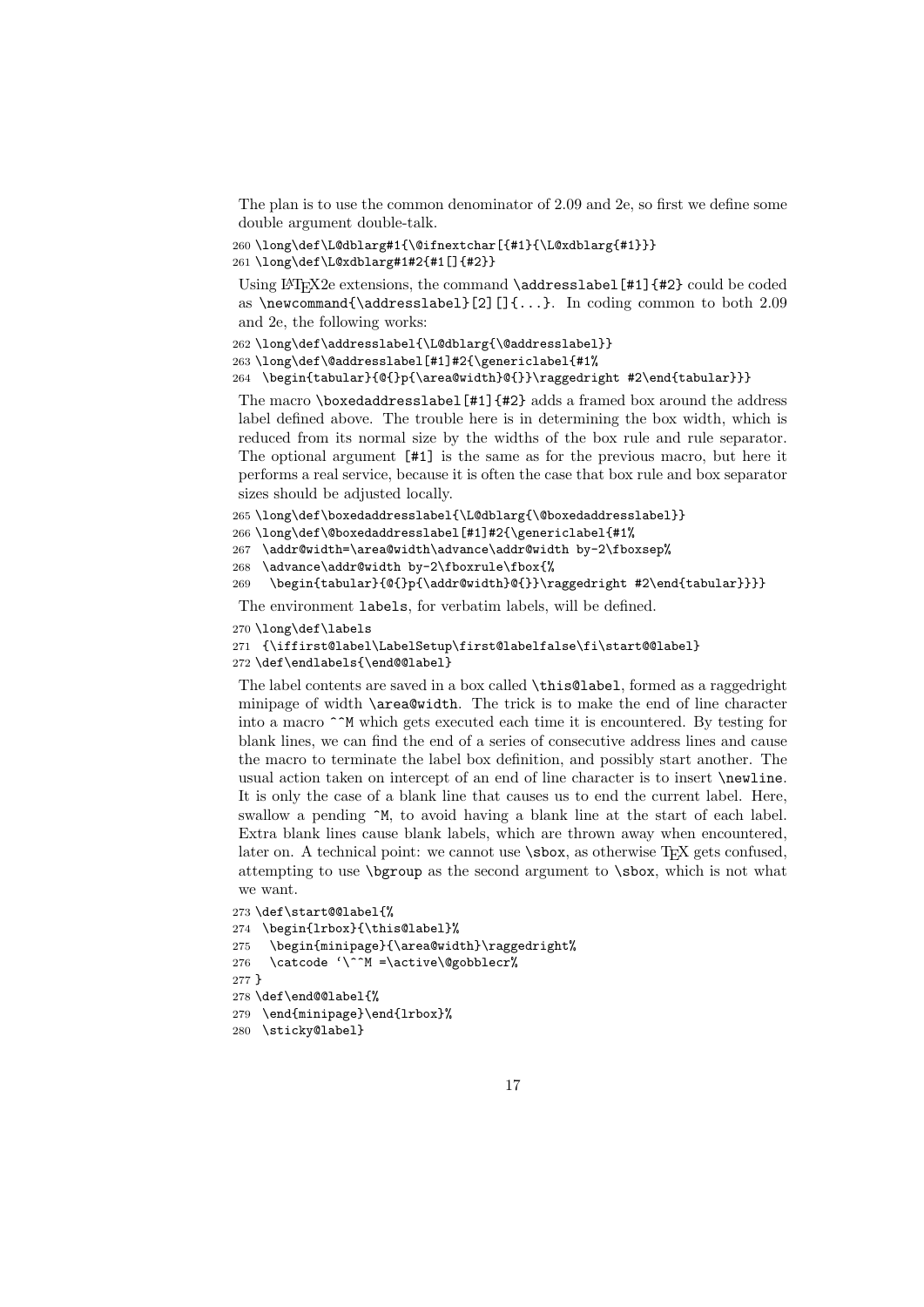The plan is to use the common denominator of 2.09 and 2e, so first we define some double argument double-talk.

```
260 \long\def\L@dblarg#1{\@ifnextchar[{#1}{\L@xdblarg{#1}}}
261 \long\def\L@xdblarg#1#2{#1[]{#2}}
```

Using LaTeX2e extensions, the command `\addresslabel[#1]{#2}` could be coded as `\newcommand{\addresslabel}[2][]{...}`. In coding common to both 2.09 and 2e, the following works:

```
262 \long\def\addresslabel{\L@dblarg{\@addresslabel}}
263 \long\def\@addresslabel[#1]#2{\genericlabel{#1%
264  \begin{tabular}{@{}p{\area@width}@{}}\raggedright #2\end{tabular}}}
```

The macro `\boxedaddresslabel[#1]{#2}` adds a framed box around the address label defined above. The trouble here is in determining the box width, which is reduced from its normal size by the widths of the box rule and rule separator. The optional argument `[#1]` is the same as for the previous macro, but here it performs a real service, because it is often the case that box rule and box separator sizes should be adjusted locally.

```
265 \long\def\boxedaddresslabel{\L@dblarg{\@boxedaddresslabel}}
266 \long\def\@boxedaddresslabel[#1]#2{\genericlabel{#1%
267  \addr@width=\area@width\advance\addr@width by-2\fboxsep%
268  \advance\addr@width by-2\fboxrule\fbox{%
269   \begin{tabular}{@{}p{\addr@width}@{}}\raggedright #2\end{tabular}}}}
```

The environment `labels`, for verbatim labels, will be defined.

```
270 \long\def\labels
271  {\iffirst@label\LabelSetup\first@labelfalse\fi\start@@label}
272 \def\endlabels{\end@@label}
```

The label contents are saved in a box called `\this@label`, formed as a raggedright minipage of width `\area@width`. The trick is to make the end of line character into a macro `^^M` which gets executed each time it is encountered. By testing for blank lines, we can find the end of a series of consecutive address lines and cause the macro to terminate the label box definition, and possibly start another. The usual action taken on intercept of an end of line character is to insert `\newline`. It is only the case of a blank line that causes us to end the current label. Here, swallow a pending `^M`, to avoid having a blank line at the start of each label. Extra blank lines cause blank labels, which are thrown away when encountered, later on. A technical point: we cannot use `\sbox`, as otherwise TeX gets confused, attempting to use `\bgroup` as the second argument to `\sbox`, which is not what we want.

```
273 \def\start@@label{%
274  \begin{lrbox}{\this@label}%
275   \begin{minipage}{\area@width}\raggedright%
276   \catcode `\^^M =\active\@gobblecr%
277 }
278 \def\end@@label{%
279  \end{minipage}\end{lrbox}%
280  \sticky@label}
```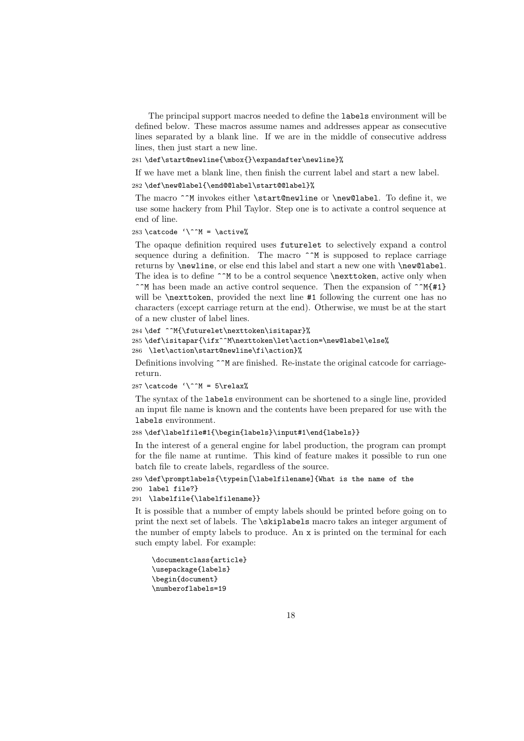The principal support macros needed to define the labels environment will be defined below. These macros assume names and addresses appear as consecutive lines separated by a blank line. If we are in the middle of consecutive address lines, then just start a new line.

```
281 \def\start@newline{\mbox{}\expandafter\newline}%
```

If we have met a blank line, then finish the current label and start a new label.

```
282 \def\new@label{\end@@label\start@@label}%
```

The macro ^^M invokes either \start@newline or \new@label. To define it, we use some hackery from Phil Taylor. Step one is to activate a control sequence at end of line.

```
283 \catcode `\^^M = \active%
```

The opaque definition required uses futurelet to selectively expand a control sequence during a definition. The macro ^^M is supposed to replace carriage returns by \newline, or else end this label and start a new one with \new@label. The idea is to define ^^M to be a control sequence \nexttoken, active only when ^^M has been made an active control sequence. Then the expansion of ^^M{#1} will be \nexttoken, provided the next line #1 following the current one has no characters (except carriage return at the end). Otherwise, we must be at the start of a new cluster of label lines.

```
284 \def ^^M{\futurelet\nexttoken\isitapar}%
285 \def\isitapar{\ifx^^M\nexttoken\let\action=\new@label\else%
286  \let\action\start@newline\fi\action}%
```

Definitions involving ^^M are finished. Re-instate the original catcode for carriage-return.

```
287 \catcode `\^^M = 5\relax%
```

The syntax of the labels environment can be shortened to a single line, provided an input file name is known and the contents have been prepared for use with the labels environment.

```
288 \def\labelfile#1{\begin{labels}\input#1\end{labels}}
```

In the interest of a general engine for label production, the program can prompt for the file name at runtime. This kind of feature makes it possible to run one batch file to create labels, regardless of the source.

```
289 \def\promptlabels{\typein[\labelfilename]{What is the name of the
290  label file?}
291  \labelfile{\labelfilename}}
```

It is possible that a number of empty labels should be printed before going on to print the next set of labels. The \skiplabels macro takes an integer argument of the number of empty labels to produce. An x is printed on the terminal for each such empty label. For example:

```
\documentclass{article}
\usepackage{labels}
\begin{document}
\numberoflabels=19
```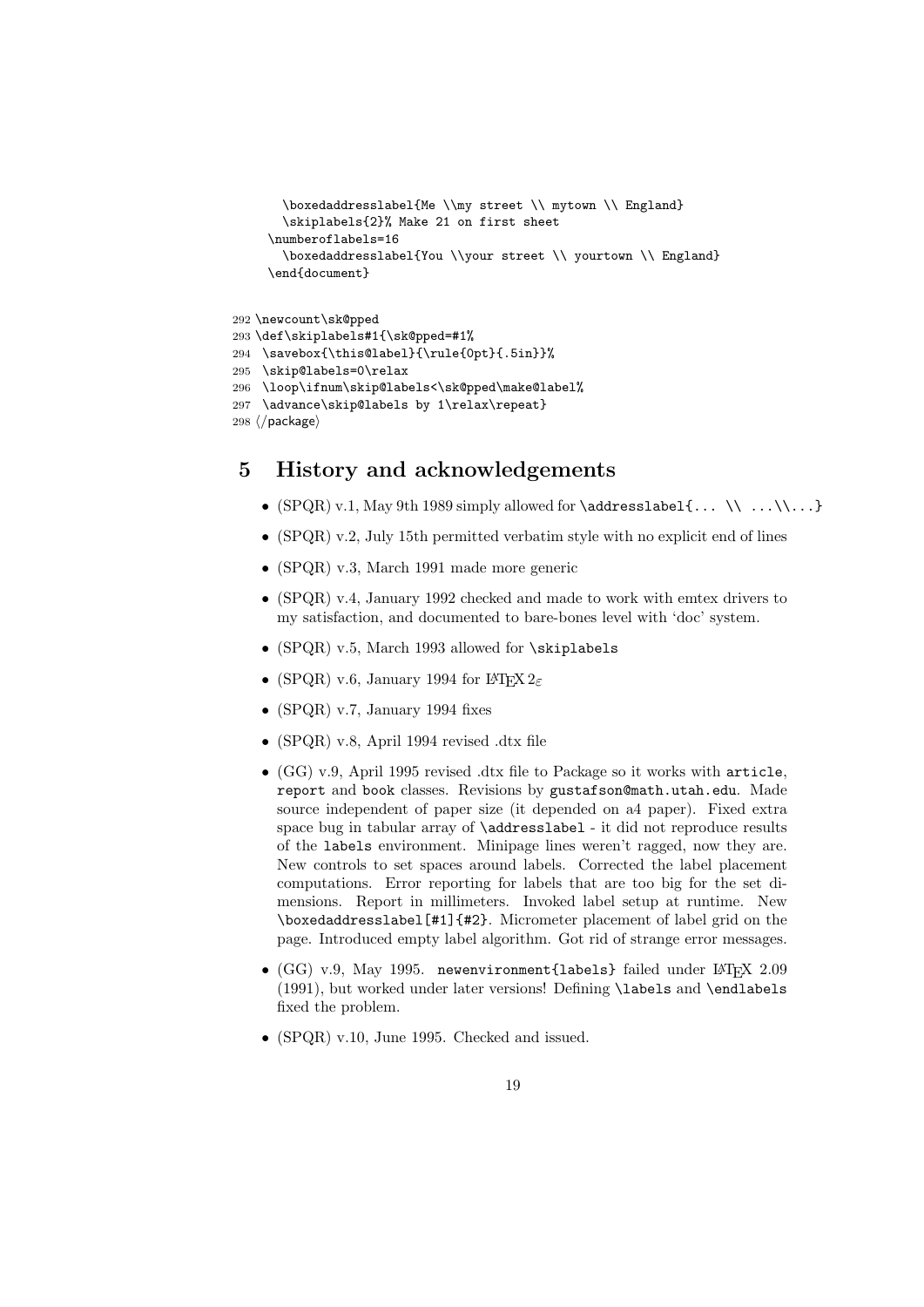```
    \boxedaddresslabel{Me \\my street \\ mytown \\ England}
    \skiplabels{2}% Make 21 on first sheet
  \numberoflabels=16
    \boxedaddresslabel{You \\your street \\ yourtown \\ England}
  \end{document}
```

```
292 \newcount\sk@pped
293 \def\skiplabels#1{\sk@pped=#1%
294  \savebox{\this@label}{\rule{0pt}{.5in}}%
295  \skip@labels=0\relax
296  \loop\ifnum\skip@labels<\sk@pped\make@label%
297  \advance\skip@labels by 1\relax\repeat}
298 ⟨/package⟩
```

## 5 History and acknowledgements

- (SPQR) v.1, May 9th 1989 simply allowed for `\addresslabel{... \\ ...\\...}`
- (SPQR) v.2, July 15th permitted verbatim style with no explicit end of lines
- (SPQR) v.3, March 1991 made more generic
- (SPQR) v.4, January 1992 checked and made to work with emtex drivers to my satisfaction, and documented to bare-bones level with 'doc' system.
- (SPQR) v.5, March 1993 allowed for `\skiplabels`
- (SPQR) v.6, January 1994 for LaTeX $2_\varepsilon$
- (SPQR) v.7, January 1994 fixes
- (SPQR) v.8, April 1994 revised .dtx file
- (GG) v.9, April 1995 revised .dtx file to Package so it works with `article`, `report` and `book` classes. Revisions by `gustafson@math.utah.edu`. Made source independent of paper size (it depended on a4 paper). Fixed extra space bug in tabular array of `\addresslabel` - it did not reproduce results of the `labels` environment. Minipage lines weren't ragged, now they are. New controls to set spaces around labels. Corrected the label placement computations. Error reporting for labels that are too big for the set dimensions. Report in millimeters. Invoked label setup at runtime. New `\boxedaddresslabel[#1]{#2}`. Micrometer placement of label grid on the page. Introduced empty label algorithm. Got rid of strange error messages.
- (GG) v.9, May 1995. `newenvironment{labels}` failed under LaTeX 2.09 (1991), but worked under later versions! Defining `\labels` and `\endlabels` fixed the problem.
- (SPQR) v.10, June 1995. Checked and issued.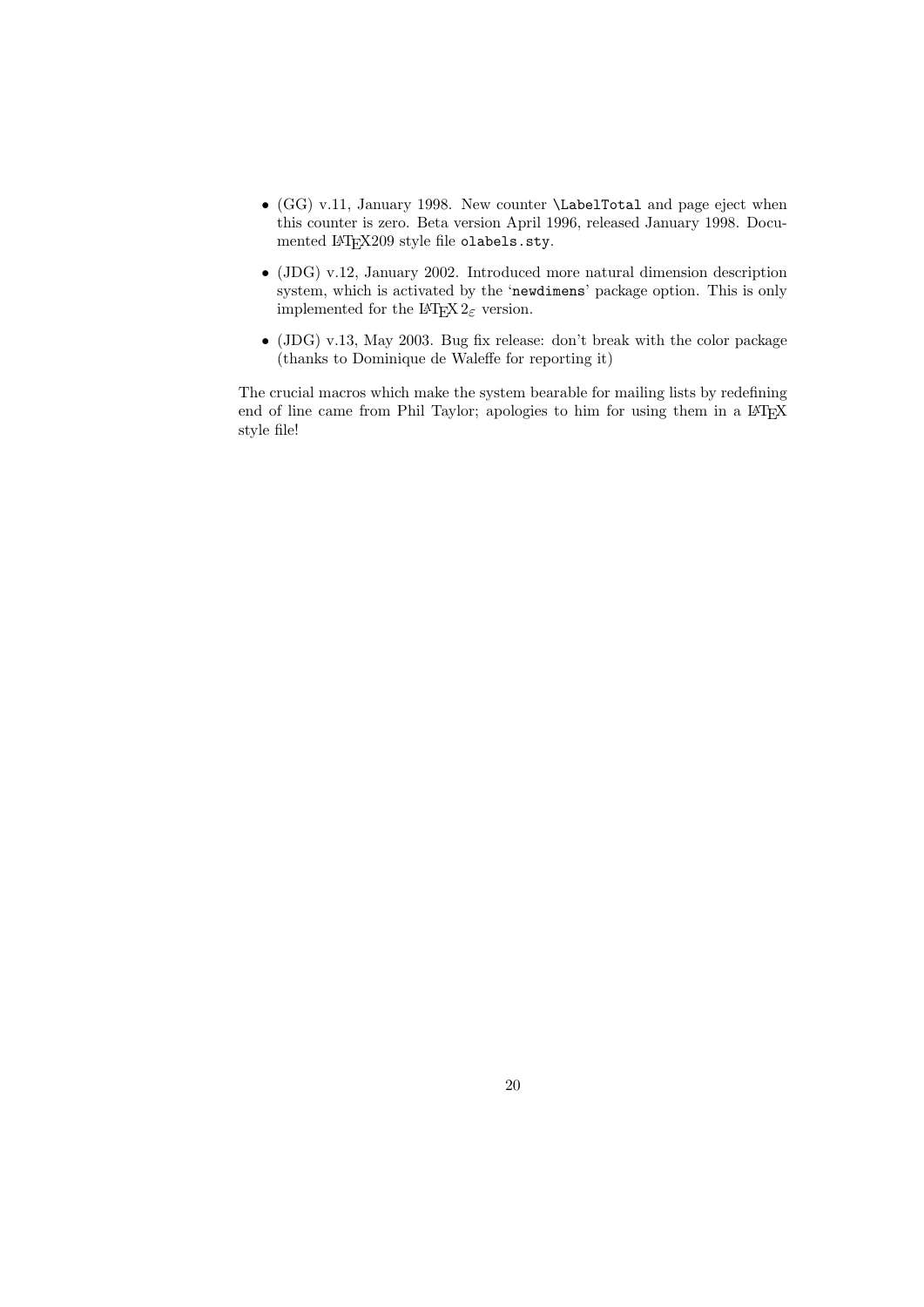- (GG) v.11, January 1998. New counter `\LabelTotal` and page eject when this counter is zero. Beta version April 1996, released January 1998. Documented LaTeX209 style file `olabels.sty`.
- (JDG) v.12, January 2002. Introduced more natural dimension description system, which is activated by the '`newdimens`' package option. This is only implemented for the LaTeX $2_\varepsilon$ version.
- (JDG) v.13, May 2003. Bug fix release: don't break with the color package (thanks to Dominique de Waleffe for reporting it)

The crucial macros which make the system bearable for mailing lists by redefining end of line came from Phil Taylor; apologies to him for using them in a LaTeX style file!